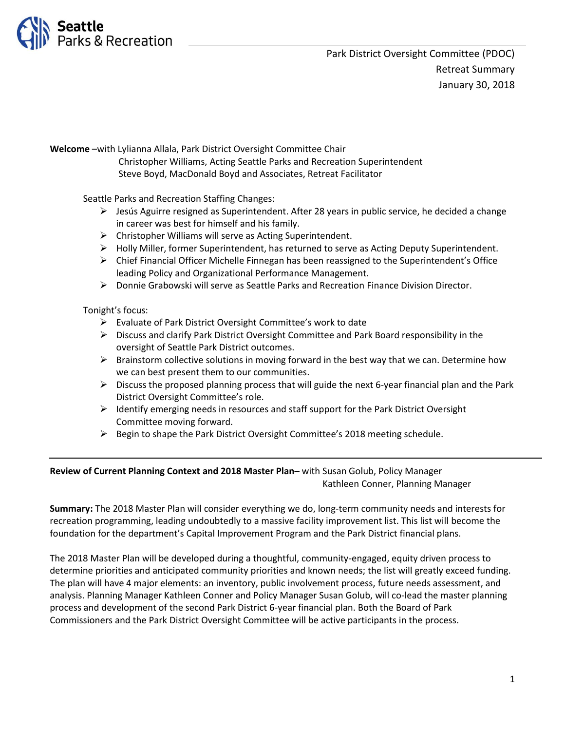Seattle Parks & Recreation

Park District Oversight Committee (PDOC)
Retreat Summary
January 30, 2018

**Welcome** –with Lylianna Allala, Park District Oversight Committee Chair
Christopher Williams, Acting Seattle Parks and Recreation Superintendent
Steve Boyd, MacDonald Boyd and Associates, Retreat Facilitator

Seattle Parks and Recreation Staffing Changes:

- Jesús Aguirre resigned as Superintendent. After 28 years in public service, he decided a change in career was best for himself and his family.
- Christopher Williams will serve as Acting Superintendent.
- Holly Miller, former Superintendent, has returned to serve as Acting Deputy Superintendent.
- Chief Financial Officer Michelle Finnegan has been reassigned to the Superintendent's Office leading Policy and Organizational Performance Management.
- Donnie Grabowski will serve as Seattle Parks and Recreation Finance Division Director.

Tonight's focus:

- Evaluate of Park District Oversight Committee's work to date
- Discuss and clarify Park District Oversight Committee and Park Board responsibility in the oversight of Seattle Park District outcomes.
- Brainstorm collective solutions in moving forward in the best way that we can. Determine how we can best present them to our communities.
- Discuss the proposed planning process that will guide the next 6-year financial plan and the Park District Oversight Committee's role.
- Identify emerging needs in resources and staff support for the Park District Oversight Committee moving forward.
- Begin to shape the Park District Oversight Committee's 2018 meeting schedule.

---

**Review of Current Planning Context and 2018 Master Plan–** with Susan Golub, Policy Manager
Kathleen Conner, Planning Manager

**Summary:** The 2018 Master Plan will consider everything we do, long-term community needs and interests for recreation programming, leading undoubtedly to a massive facility improvement list. This list will become the foundation for the department's Capital Improvement Program and the Park District financial plans.

The 2018 Master Plan will be developed during a thoughtful, community-engaged, equity driven process to determine priorities and anticipated community priorities and known needs; the list will greatly exceed funding. The plan will have 4 major elements: an inventory, public involvement process, future needs assessment, and analysis. Planning Manager Kathleen Conner and Policy Manager Susan Golub, will co-lead the master planning process and development of the second Park District 6-year financial plan. Both the Board of Park Commissioners and the Park District Oversight Committee will be active participants in the process.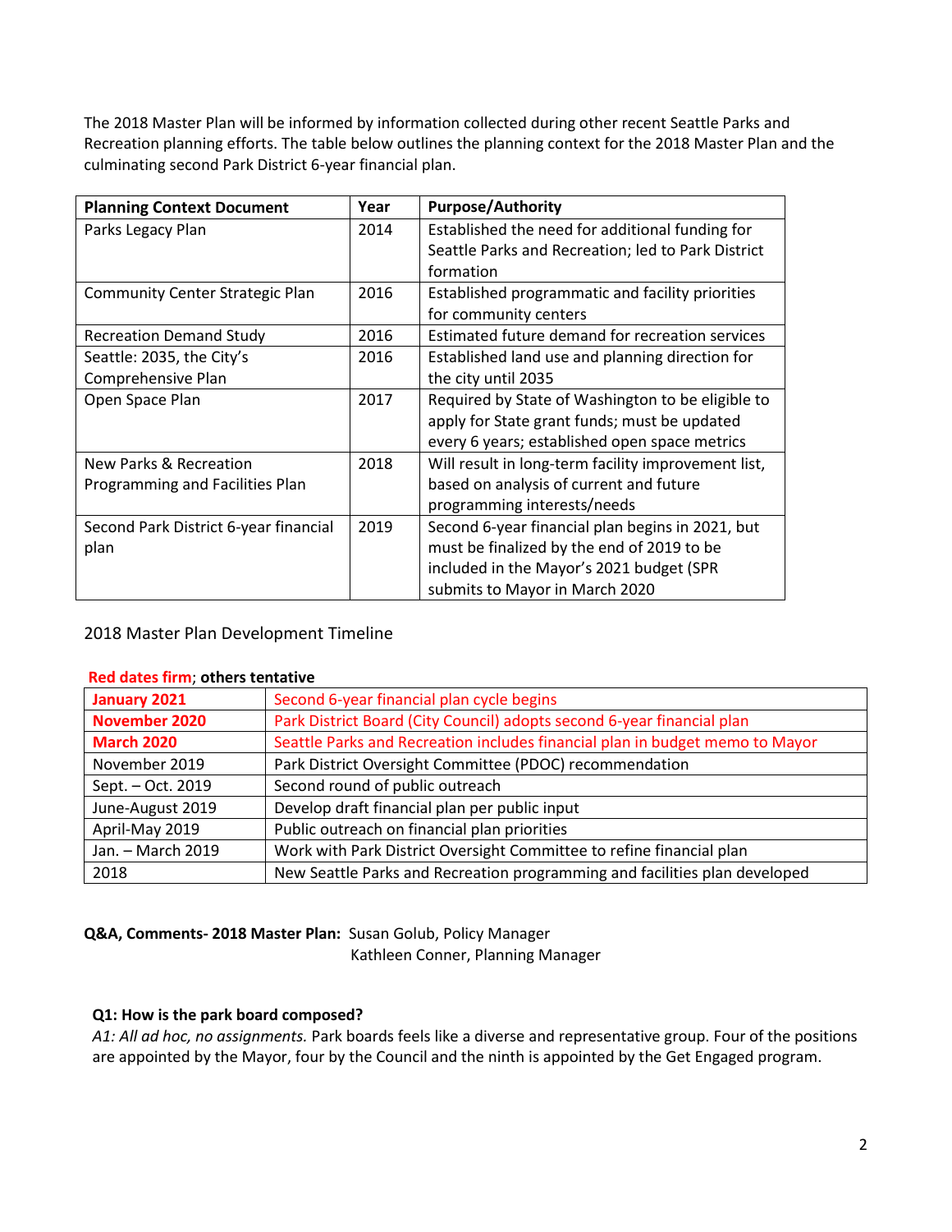The 2018 Master Plan will be informed by information collected during other recent Seattle Parks and Recreation planning efforts. The table below outlines the planning context for the 2018 Master Plan and the culminating second Park District 6-year financial plan.

| Planning Context Document | Year | Purpose/Authority |
|---|---|---|
| Parks Legacy Plan | 2014 | Established the need for additional funding for Seattle Parks and Recreation; led to Park District formation |
| Community Center Strategic Plan | 2016 | Established programmatic and facility priorities for community centers |
| Recreation Demand Study | 2016 | Estimated future demand for recreation services |
| Seattle: 2035, the City's Comprehensive Plan | 2016 | Established land use and planning direction for the city until 2035 |
| Open Space Plan | 2017 | Required by State of Washington to be eligible to apply for State grant funds; must be updated every 6 years; established open space metrics |
| New Parks & Recreation Programming and Facilities Plan | 2018 | Will result in long-term facility improvement list, based on analysis of current and future programming interests/needs |
| Second Park District 6-year financial plan | 2019 | Second 6-year financial plan begins in 2021, but must be finalized by the end of 2019 to be included in the Mayor's 2021 budget (SPR submits to Mayor in March 2020 |

2018 Master Plan Development Timeline

**Red dates firm; others tentative**

| | |
|---|---|
| **January 2021** | Second 6-year financial plan cycle begins |
| **November 2020** | Park District Board (City Council) adopts second 6-year financial plan |
| **March 2020** | Seattle Parks and Recreation includes financial plan in budget memo to Mayor |
| November 2019 | Park District Oversight Committee (PDOC) recommendation |
| Sept. – Oct. 2019 | Second round of public outreach |
| June-August 2019 | Develop draft financial plan per public input |
| April-May 2019 | Public outreach on financial plan priorities |
| Jan. – March 2019 | Work with Park District Oversight Committee to refine financial plan |
| 2018 | New Seattle Parks and Recreation programming and facilities plan developed |

**Q&A, Comments- 2018 Master Plan:** Susan Golub, Policy Manager
Kathleen Conner, Planning Manager

**Q1: How is the park board composed?**

*A1: All ad hoc, no assignments.* Park boards feels like a diverse and representative group. Four of the positions are appointed by the Mayor, four by the Council and the ninth is appointed by the Get Engaged program.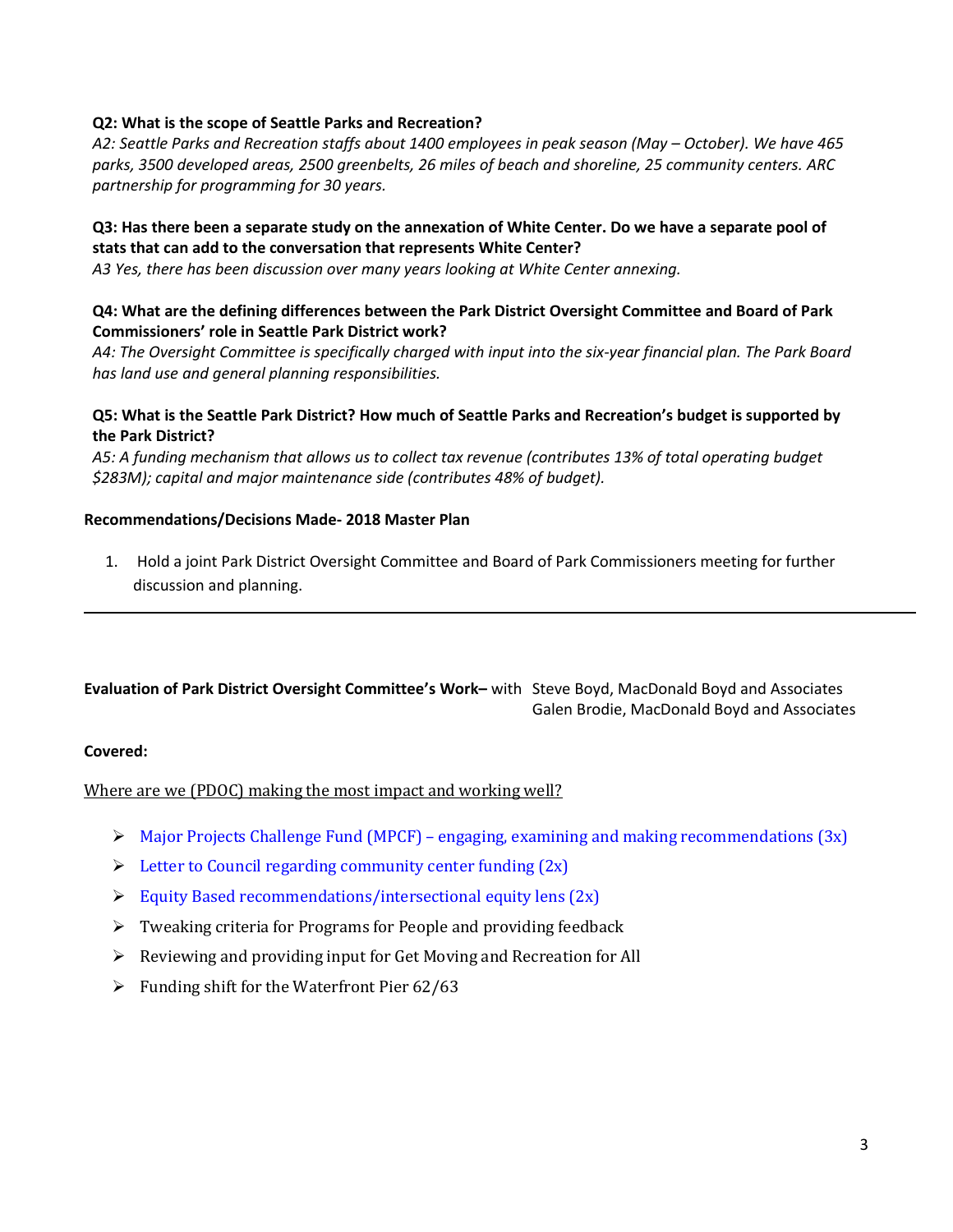**Q2: What is the scope of Seattle Parks and Recreation?**
*A2: Seattle Parks and Recreation staffs about 1400 employees in peak season (May – October). We have 465 parks, 3500 developed areas, 2500 greenbelts, 26 miles of beach and shoreline, 25 community centers. ARC partnership for programming for 30 years.*

**Q3: Has there been a separate study on the annexation of White Center. Do we have a separate pool of stats that can add to the conversation that represents White Center?**
*A3 Yes, there has been discussion over many years looking at White Center annexing.*

**Q4: What are the defining differences between the Park District Oversight Committee and Board of Park Commissioners' role in Seattle Park District work?**
*A4: The Oversight Committee is specifically charged with input into the six-year financial plan. The Park Board has land use and general planning responsibilities.*

**Q5: What is the Seattle Park District? How much of Seattle Parks and Recreation's budget is supported by the Park District?**
*A5: A funding mechanism that allows us to collect tax revenue (contributes 13% of total operating budget $283M); capital and major maintenance side (contributes 48% of budget).*

**Recommendations/Decisions Made- 2018 Master Plan**

1. Hold a joint Park District Oversight Committee and Board of Park Commissioners meeting for further discussion and planning.

---

**Evaluation of Park District Oversight Committee's Work–** with Steve Boyd, MacDonald Boyd and Associates
Galen Brodie, MacDonald Boyd and Associates

**Covered:**

<u>Where are we (PDOC) making the most impact and working well?</u>

- Major Projects Challenge Fund (MPCF) – engaging, examining and making recommendations (3x)
- Letter to Council regarding community center funding (2x)
- Equity Based recommendations/intersectional equity lens (2x)
- Tweaking criteria for Programs for People and providing feedback
- Reviewing and providing input for Get Moving and Recreation for All
- Funding shift for the Waterfront Pier 62/63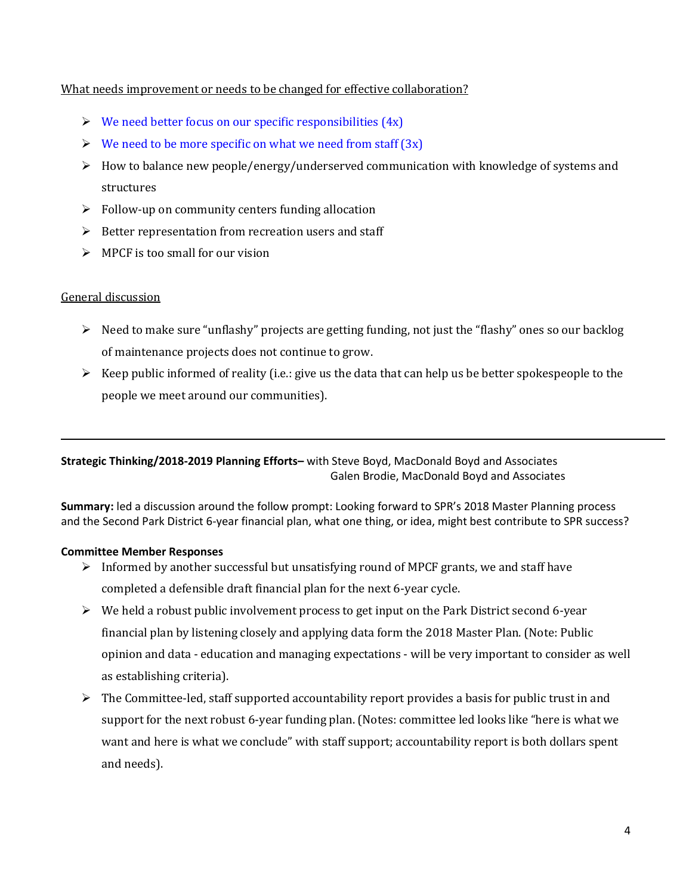What needs improvement or needs to be changed for effective collaboration?

- We need better focus on our specific responsibilities (4x)
- We need to be more specific on what we need from staff (3x)
- How to balance new people/energy/underserved communication with knowledge of systems and structures
- Follow-up on community centers funding allocation
- Better representation from recreation users and staff
- MPCF is too small for our vision

General discussion

- Need to make sure "unflashy" projects are getting funding, not just the "flashy" ones so our backlog of maintenance projects does not continue to grow.
- Keep public informed of reality (i.e.: give us the data that can help us be better spokespeople to the people we meet around our communities).

---

**Strategic Thinking/2018-2019 Planning Efforts–** with Steve Boyd, MacDonald Boyd and Associates
Galen Brodie, MacDonald Boyd and Associates

**Summary:** led a discussion around the follow prompt: Looking forward to SPR's 2018 Master Planning process and the Second Park District 6-year financial plan, what one thing, or idea, might best contribute to SPR success?

**Committee Member Responses**

- Informed by another successful but unsatisfying round of MPCF grants, we and staff have completed a defensible draft financial plan for the next 6-year cycle.
- We held a robust public involvement process to get input on the Park District second 6-year financial plan by listening closely and applying data form the 2018 Master Plan. (Note: Public opinion and data - education and managing expectations - will be very important to consider as well as establishing criteria).
- The Committee-led, staff supported accountability report provides a basis for public trust in and support for the next robust 6-year funding plan. (Notes: committee led looks like "here is what we want and here is what we conclude" with staff support; accountability report is both dollars spent and needs).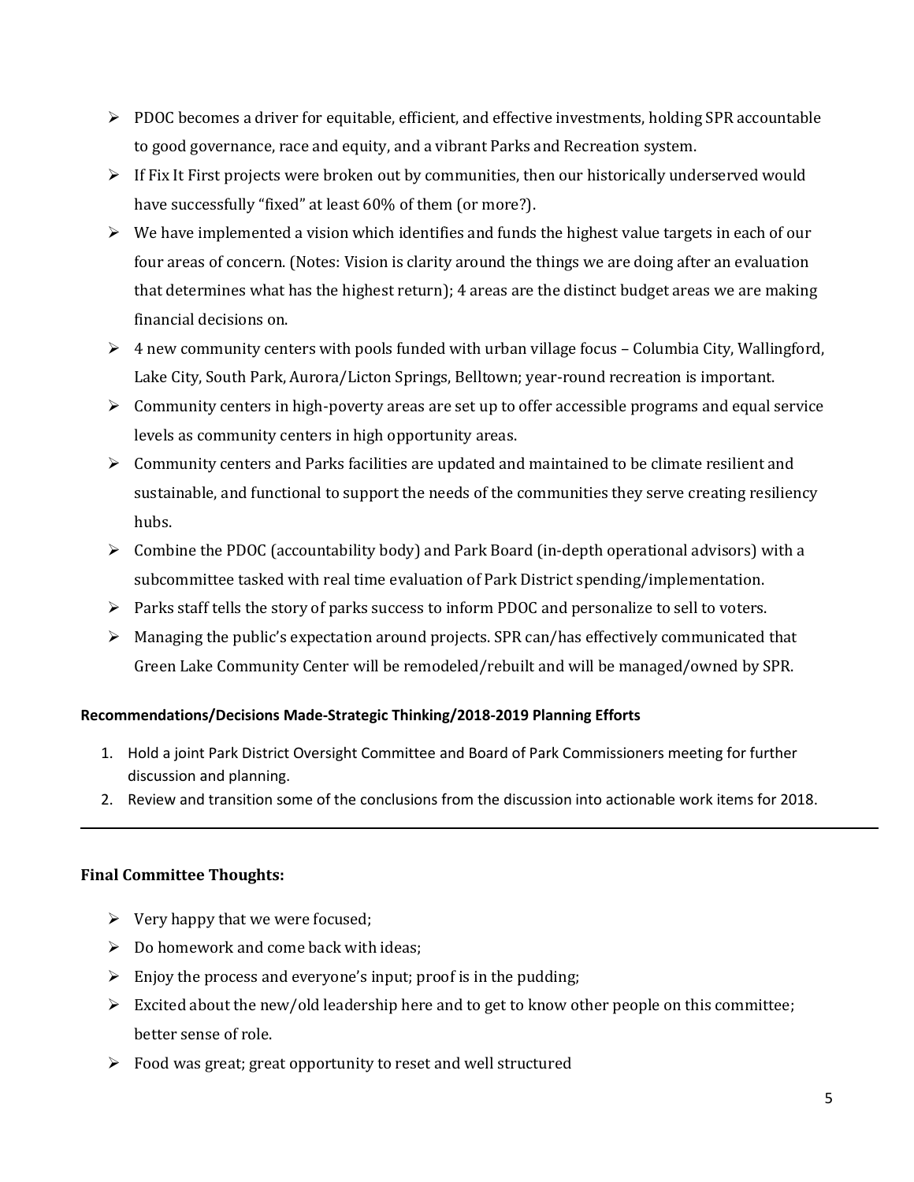- PDOC becomes a driver for equitable, efficient, and effective investments, holding SPR accountable to good governance, race and equity, and a vibrant Parks and Recreation system.
- If Fix It First projects were broken out by communities, then our historically underserved would have successfully "fixed" at least 60% of them (or more?).
- We have implemented a vision which identifies and funds the highest value targets in each of our four areas of concern. (Notes: Vision is clarity around the things we are doing after an evaluation that determines what has the highest return); 4 areas are the distinct budget areas we are making financial decisions on.
- 4 new community centers with pools funded with urban village focus – Columbia City, Wallingford, Lake City, South Park, Aurora/Licton Springs, Belltown; year-round recreation is important.
- Community centers in high-poverty areas are set up to offer accessible programs and equal service levels as community centers in high opportunity areas.
- Community centers and Parks facilities are updated and maintained to be climate resilient and sustainable, and functional to support the needs of the communities they serve creating resiliency hubs.
- Combine the PDOC (accountability body) and Park Board (in-depth operational advisors) with a subcommittee tasked with real time evaluation of Park District spending/implementation.
- Parks staff tells the story of parks success to inform PDOC and personalize to sell to voters.
- Managing the public's expectation around projects. SPR can/has effectively communicated that Green Lake Community Center will be remodeled/rebuilt and will be managed/owned by SPR.

**Recommendations/Decisions Made-Strategic Thinking/2018-2019 Planning Efforts**

1. Hold a joint Park District Oversight Committee and Board of Park Commissioners meeting for further discussion and planning.
2. Review and transition some of the conclusions from the discussion into actionable work items for 2018.

---

**Final Committee Thoughts:**

- Very happy that we were focused;
- Do homework and come back with ideas;
- Enjoy the process and everyone's input; proof is in the pudding;
- Excited about the new/old leadership here and to get to know other people on this committee; better sense of role.
- Food was great; great opportunity to reset and well structured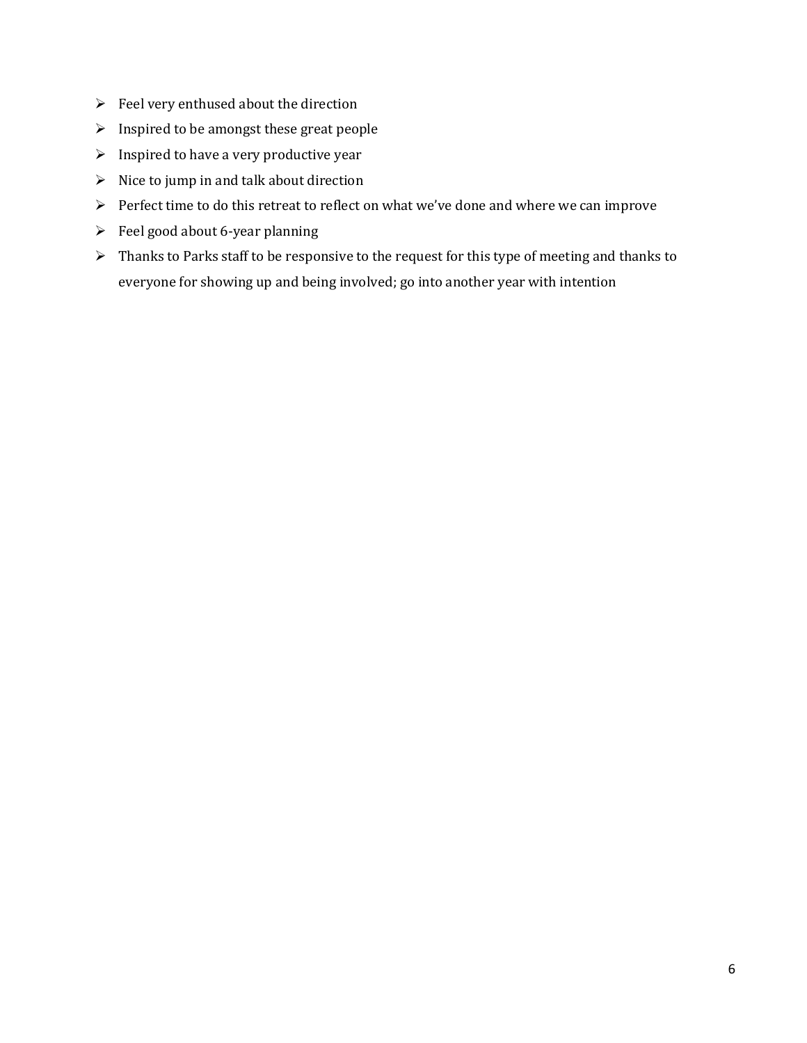- Feel very enthused about the direction
- Inspired to be amongst these great people
- Inspired to have a very productive year
- Nice to jump in and talk about direction
- Perfect time to do this retreat to reflect on what we've done and where we can improve
- Feel good about 6-year planning
- Thanks to Parks staff to be responsive to the request for this type of meeting and thanks to everyone for showing up and being involved; go into another year with intention